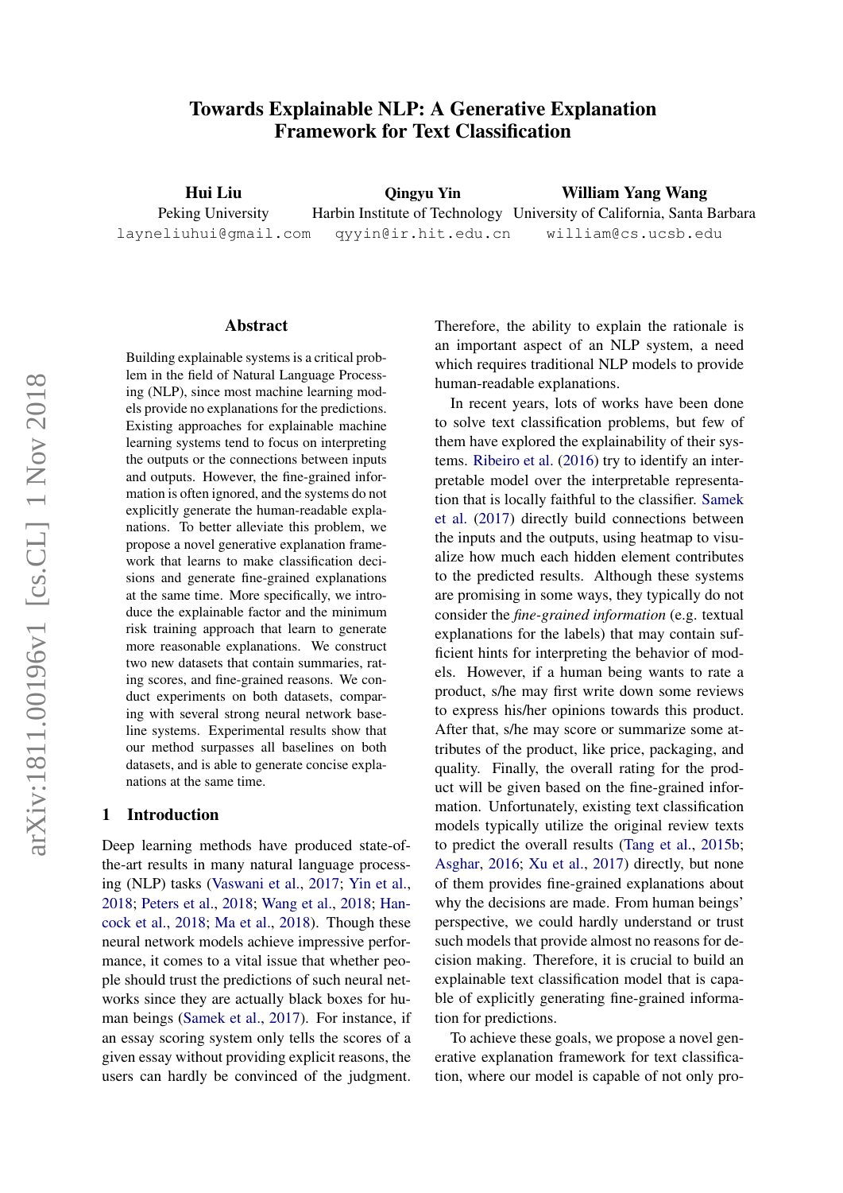# Towards Explainable NLP: A Generative Explanation Framework for Text Classification

**Hui Liu**
Peking University
layneliuhui@gmail.com

**Qingyu Yin**
Harbin Institute of Technology
qyyin@ir.hit.edu.cn

**William Yang Wang**
University of California, Santa Barbara
william@cs.ucsb.edu

## Abstract

Building explainable systems is a critical problem in the field of Natural Language Processing (NLP), since most machine learning models provide no explanations for the predictions. Existing approaches for explainable machine learning systems tend to focus on interpreting the outputs or the connections between inputs and outputs. However, the fine-grained information is often ignored, and the systems do not explicitly generate the human-readable explanations. To better alleviate this problem, we propose a novel generative explanation framework that learns to make classification decisions and generate fine-grained explanations at the same time. More specifically, we introduce the explainable factor and the minimum risk training approach that learn to generate more reasonable explanations. We construct two new datasets that contain summaries, rating scores, and fine-grained reasons. We conduct experiments on both datasets, comparing with several strong neural network baseline systems. Experimental results show that our method surpasses all baselines on both datasets, and is able to generate concise explanations at the same time.

## 1 Introduction

Deep learning methods have produced state-of-the-art results in many natural language processing (NLP) tasks (Vaswani et al., 2017; Yin et al., 2018; Peters et al., 2018; Wang et al., 2018; Hancock et al., 2018; Ma et al., 2018). Though these neural network models achieve impressive performance, it comes to a vital issue that whether people should trust the predictions of such neural networks since they are actually black boxes for human beings (Samek et al., 2017). For instance, if an essay scoring system only tells the scores of a given essay without providing explicit reasons, the users can hardly be convinced of the judgment. Therefore, the ability to explain the rationale is an important aspect of an NLP system, a need which requires traditional NLP models to provide human-readable explanations.

In recent years, lots of works have been done to solve text classification problems, but few of them have explored the explainability of their systems. Ribeiro et al. (2016) try to identify an interpretable model over the interpretable representation that is locally faithful to the classifier. Samek et al. (2017) directly build connections between the inputs and the outputs, using heatmap to visualize how much each hidden element contributes to the predicted results. Although these systems are promising in some ways, they typically do not consider the *fine-grained information* (e.g. textual explanations for the labels) that may contain sufficient hints for interpreting the behavior of models. However, if a human being wants to rate a product, s/he may first write down some reviews to express his/her opinions towards this product. After that, s/he may score or summarize some attributes of the product, like price, packaging, and quality. Finally, the overall rating for the product will be given based on the fine-grained information. Unfortunately, existing text classification models typically utilize the original review texts to predict the overall results (Tang et al., 2015b; Asghar, 2016; Xu et al., 2017) directly, but none of them provides fine-grained explanations about why the decisions are made. From human beings' perspective, we could hardly understand or trust such models that provide almost no reasons for decision making. Therefore, it is crucial to build an explainable text classification model that is capable of explicitly generating fine-grained information for predictions.

To achieve these goals, we propose a novel generative explanation framework for text classification, where our model is capable of not only pro-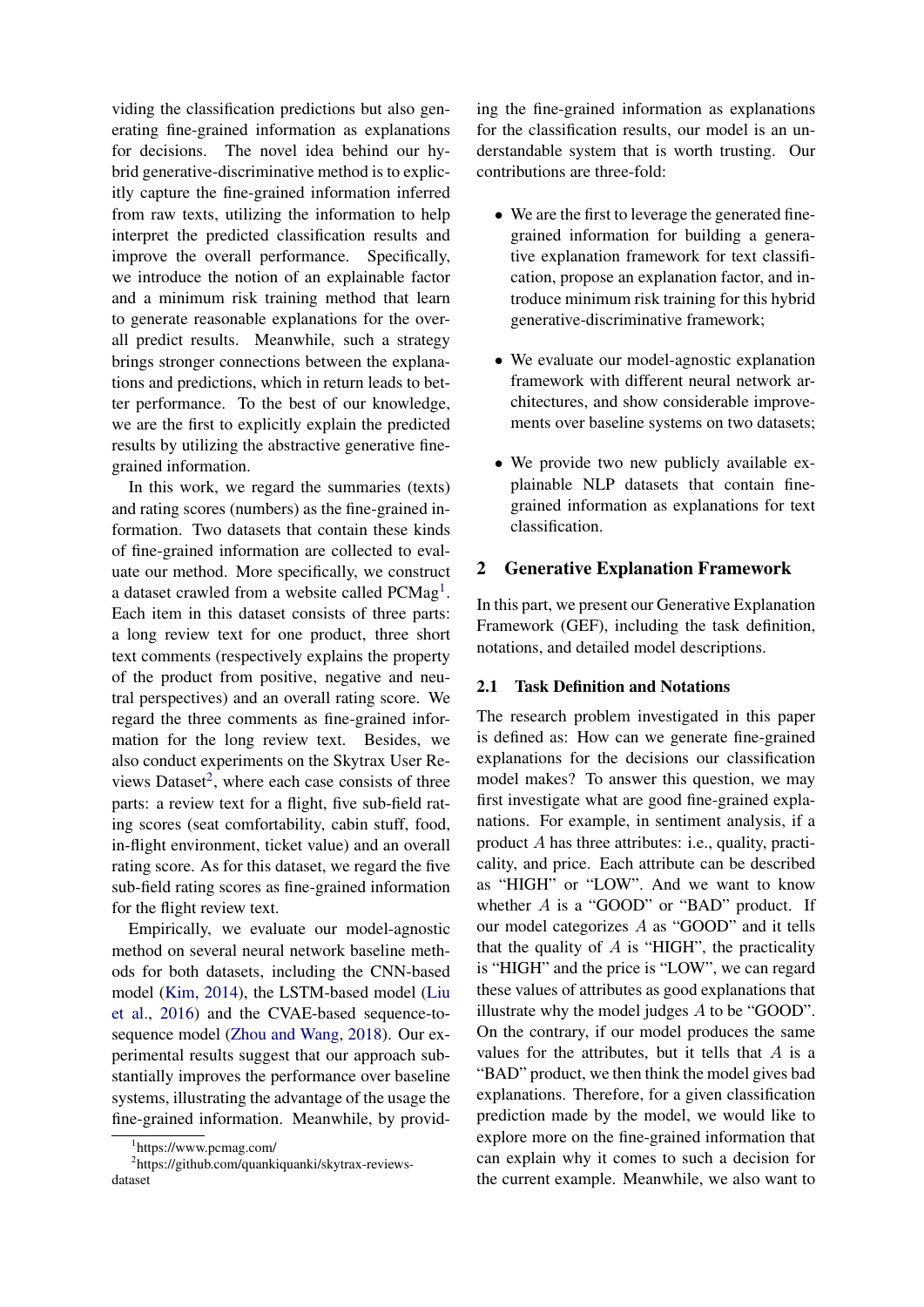viding the classification predictions but also generating fine-grained information as explanations for decisions. The novel idea behind our hybrid generative-discriminative method is to explicitly capture the fine-grained information inferred from raw texts, utilizing the information to help interpret the predicted classification results and improve the overall performance. Specifically, we introduce the notion of an explainable factor and a minimum risk training method that learn to generate reasonable explanations for the overall predict results. Meanwhile, such a strategy brings stronger connections between the explanations and predictions, which in return leads to better performance. To the best of our knowledge, we are the first to explicitly explain the predicted results by utilizing the abstractive generative fine-grained information.

In this work, we regard the summaries (texts) and rating scores (numbers) as the fine-grained information. Two datasets that contain these kinds of fine-grained information are collected to evaluate our method. More specifically, we construct a dataset crawled from a website called PCMag[1]. Each item in this dataset consists of three parts: a long review text for one product, three short text comments (respectively explains the property of the product from positive, negative and neutral perspectives) and an overall rating score. We regard the three comments as fine-grained information for the long review text. Besides, we also conduct experiments on the Skytrax User Reviews Dataset[2], where each case consists of three parts: a review text for a flight, five sub-field rating scores (seat comfortability, cabin stuff, food, in-flight environment, ticket value) and an overall rating score. As for this dataset, we regard the five sub-field rating scores as fine-grained information for the flight review text.

Empirically, we evaluate our model-agnostic method on several neural network baseline methods for both datasets, including the CNN-based model (Kim, 2014), the LSTM-based model (Liu et al., 2016) and the CVAE-based sequence-to-sequence model (Zhou and Wang, 2018). Our experimental results suggest that our approach substantially improves the performance over baseline systems, illustrating the advantage of the usage the fine-grained information. Meanwhile, by providing the fine-grained information as explanations for the classification results, our model is an understandable system that is worth trusting. Our contributions are three-fold:

- We are the first to leverage the generated fine-grained information for building a generative explanation framework for text classification, propose an explanation factor, and introduce minimum risk training for this hybrid generative-discriminative framework;
- We evaluate our model-agnostic explanation framework with different neural network architectures, and show considerable improvements over baseline systems on two datasets;
- We provide two new publicly available explainable NLP datasets that contain fine-grained information as explanations for text classification.

## 2 Generative Explanation Framework

In this part, we present our Generative Explanation Framework (GEF), including the task definition, notations, and detailed model descriptions.

### 2.1 Task Definition and Notations

The research problem investigated in this paper is defined as: How can we generate fine-grained explanations for the decisions our classification model makes? To answer this question, we may first investigate what are good fine-grained explanations. For example, in sentiment analysis, if a product $A$ has three attributes: i.e., quality, practicality, and price. Each attribute can be described as "HIGH" or "LOW". And we want to know whether $A$ is a "GOOD" or "BAD" product. If our model categorizes $A$ as "GOOD" and it tells that the quality of $A$ is "HIGH", the practicality is "HIGH" and the price is "LOW", we can regard these values of attributes as good explanations that illustrate why the model judges $A$ to be "GOOD". On the contrary, if our model produces the same values for the attributes, but it tells that $A$ is a "BAD" product, we then think the model gives bad explanations. Therefore, for a given classification prediction made by the model, we would like to explore more on the fine-grained information that can explain why it comes to such a decision for the current example. Meanwhile, we also want to

[1] https://www.pcmag.com/

[2] https://github.com/quankiquanki/skytrax-reviews-dataset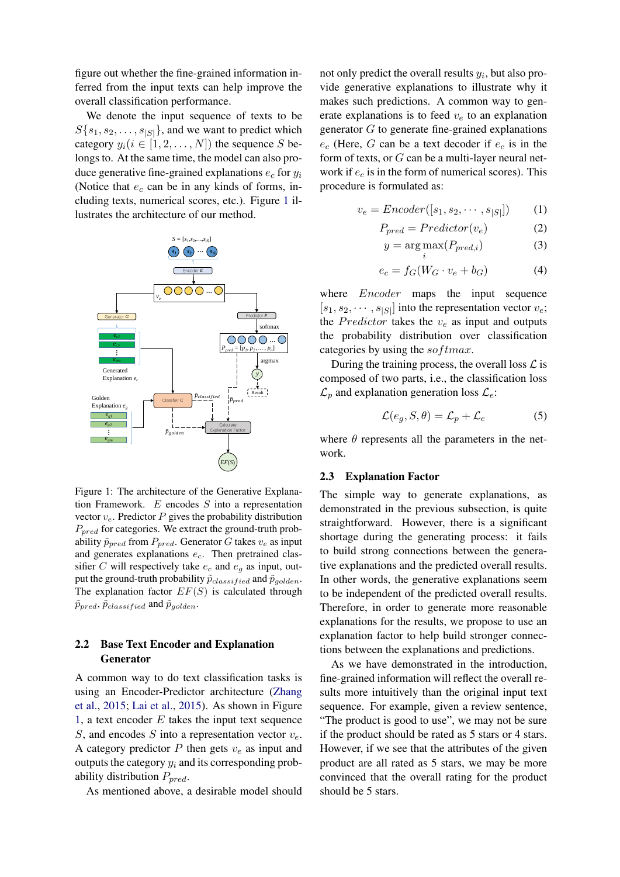figure out whether the fine-grained information inferred from the input texts can help improve the overall classification performance.

We denote the input sequence of texts to be $S\{s_1, s_2, \ldots, s_{|S|}\}$, and we want to predict which category $y_i (i \in [1, 2, \ldots, N])$ the sequence $S$ belongs to. At the same time, the model can also produce generative fine-grained explanations $e_c$ for $y_i$ (Notice that $e_c$ can be in any kinds of forms, including texts, numerical scores, etc.). Figure 1 illustrates the architecture of our method.

Figure 1: The architecture of the Generative Explanation Framework. $E$ encodes $S$ into a representation vector $v_e$. Predictor $P$ gives the probability distribution $P_{pred}$ for categories. We extract the ground-truth probability $\tilde{p}_{pred}$ from $P_{pred}$. Generator $G$ takes $v_e$ as input and generates explanations $e_c$. Then pretrained classifier $C$ will respectively take $e_c$ and $e_g$ as input, output the ground-truth probability $\tilde{p}_{classified}$ and $\tilde{p}_{golden}$. The explanation factor $EF(S)$ is calculated through $\tilde{p}_{pred}$, $\tilde{p}_{classified}$ and $\tilde{p}_{golden}$.

## 2.2 Base Text Encoder and Explanation Generator

A common way to do text classification tasks is using an Encoder-Predictor architecture (Zhang et al., 2015; Lai et al., 2015). As shown in Figure 1, a text encoder $E$ takes the input text sequence $S$, and encodes $S$ into a representation vector $v_e$. A category predictor $P$ then gets $v_e$ as input and outputs the category $y_i$ and its corresponding probability distribution $P_{pred}$.

As mentioned above, a desirable model should not only predict the overall results $y_i$, but also provide generative explanations to illustrate why it makes such predictions. A common way to generate explanations is to feed $v_e$ to an explanation generator $G$ to generate fine-grained explanations $e_c$ (Here, $G$ can be a text decoder if $e_c$ is in the form of texts, or $G$ can be a multi-layer neural network if $e_c$ is in the form of numerical scores). This procedure is formulated as:

$$v_e = Encoder([s_1, s_2, \cdots, s_{|S|}]) \tag{1}$$

$$P_{pred} = Predictor(v_e) \tag{2}$$

$$y = \arg\max_i (P_{pred,i}) \tag{3}$$

$$e_c = f_G(W_G \cdot v_e + b_G) \tag{4}$$

where $Encoder$ maps the input sequence $[s_1, s_2, \cdots, s_{|S|}]$ into the representation vector $v_e$; the $Predictor$ takes the $v_e$ as input and outputs the probability distribution over classification categories by using the $softmax$.

During the training process, the overall loss $\mathcal{L}$ is composed of two parts, i.e., the classification loss $\mathcal{L}_p$ and explanation generation loss $\mathcal{L}_e$:

$$\mathcal{L}(e_g, S, \theta) = \mathcal{L}_p + \mathcal{L}_e \tag{5}$$

where $\theta$ represents all the parameters in the network.

## 2.3 Explanation Factor

The simple way to generate explanations, as demonstrated in the previous subsection, is quite straightforward. However, there is a significant shortage during the generating process: it fails to build strong connections between the generative explanations and the predicted overall results. In other words, the generative explanations seem to be independent of the predicted overall results. Therefore, in order to generate more reasonable explanations for the results, we propose to use an explanation factor to help build stronger connections between the explanations and predictions.

As we have demonstrated in the introduction, fine-grained information will reflect the overall results more intuitively than the original input text sequence. For example, given a review sentence, "The product is good to use", we may not be sure if the product should be rated as 5 stars or 4 stars. However, if we see that the attributes of the given product are all rated as 5 stars, we may be more convinced that the overall rating for the product should be 5 stars.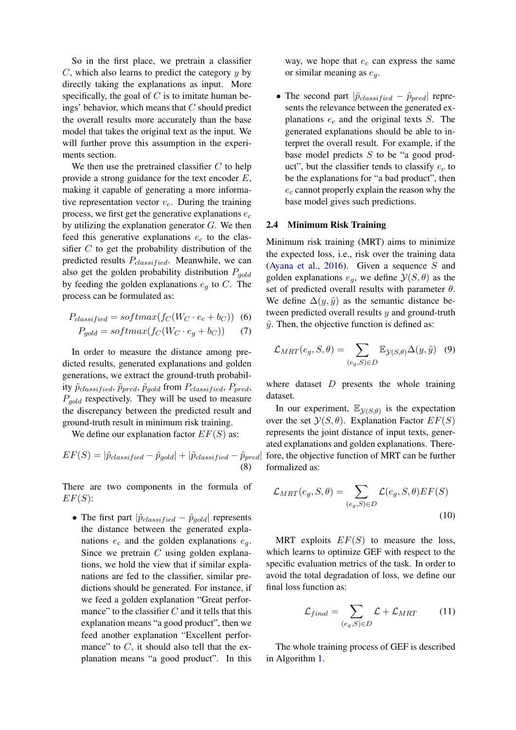So in the first place, we pretrain a classifier $C$, which also learns to predict the category $y$ by directly taking the explanations as input. More specifically, the goal of $C$ is to imitate human beings' behavior, which means that $C$ should predict the overall results more accurately than the base model that takes the original text as the input. We will further prove this assumption in the experiments section.

We then use the pretrained classifier $C$ to help provide a strong guidance for the text encoder $E$, making it capable of generating a more informative representation vector $v_e$. During the training process, we first get the generative explanations $e_c$ by utilizing the explanation generator $G$. We then feed this generative explanations $e_c$ to the classifier $C$ to get the probability distribution of the predicted results $P_{classified}$. Meanwhile, we can also get the golden probability distribution $P_{gold}$ by feeding the golden explanations $e_g$ to $C$. The process can be formulated as:

$$P_{classified} = softmax(f_C(W_C \cdot e_c + b_C)) \quad (6)$$

$$P_{gold} = softmax(f_C(W_C \cdot e_g + b_C)) \quad (7)$$

In order to measure the distance among predicted results, generated explanations and golden generations, we extract the ground-truth probability $\tilde{p}_{classified}$, $\tilde{p}_{pred}$, $\tilde{p}_{gold}$ from $P_{classified}$, $P_{pred}$, $P_{gold}$ respectively. They will be used to measure the discrepancy between the predicted result and ground-truth result in minimum risk training.

We define our explanation factor $EF(S)$ as:

$$EF(S) = |\tilde{p}_{classified} - \tilde{p}_{gold}| + |\tilde{p}_{classified} - \tilde{p}_{pred}| \quad (8)$$

There are two components in the formula of $EF(S)$:

- The first part $|\tilde{p}_{classified} - \tilde{p}_{gold}|$ represents the distance between the generated explanations $e_c$ and the golden explanations $e_g$. Since we pretrain $C$ using golden explanations, we hold the view that if similar explanations are fed to the classifier, similar predictions should be generated. For instance, if we feed a golden explanation "Great performance" to the classifier $C$ and it tells that this explanation means "a good product", then we feed another explanation "Excellent performance" to $C$, it should also tell that the explanation means "a good product". In this way, we hope that $e_c$ can express the same or similar meaning as $e_g$.
- The second part $|\tilde{p}_{classified} - \tilde{p}_{pred}|$ represents the relevance between the generated explanations $e_c$ and the original texts $S$. The generated explanations should be able to interpret the overall result. For example, if the base model predicts $S$ to be "a good product", but the classifier tends to classify $e_c$ to be the explanations for "a bad product", then $e_c$ cannot properly explain the reason why the base model gives such predictions.

### 2.4 Minimum Risk Training

Minimum risk training (MRT) aims to minimize the expected loss, i.e., risk over the training data (Ayana et al., 2016). Given a sequence $S$ and golden explanations $e_g$, we define $\mathcal{Y}(S, \theta)$ as the set of predicted overall results with parameter $\theta$. We define $\Delta(y, \tilde{y})$ as the semantic distance between predicted overall results $y$ and ground-truth $\tilde{y}$. Then, the objective function is defined as:

$$\mathcal{L}_{MRT}(e_g, S, \theta) = \sum_{(e_g, S) \in D} \mathbb{E}_{\mathcal{Y}(S,\theta)} \Delta(y, \tilde{y}) \quad (9)$$

where dataset $D$ presents the whole training dataset.

In our experiment, $\mathbb{E}_{\mathcal{Y}(S,\theta)}$ is the expectation over the set $\mathcal{Y}(S, \theta)$. Explanation Factor $EF(S)$ represents the joint distance of input texts, generated explanations and golden explanations. Therefore, the objective function of MRT can be further formalized as:

$$\mathcal{L}_{MRT}(e_g, S, \theta) = \sum_{(e_g, S) \in D} \mathcal{L}(e_g, S, \theta) EF(S) \quad (10)$$

MRT exploits $EF(S)$ to measure the loss, which learns to optimize GEF with respect to the specific evaluation metrics of the task. In order to avoid the total degradation of loss, we define our final loss function as:

$$\mathcal{L}_{final} = \sum_{(e_g, S) \in D} \mathcal{L} + \mathcal{L}_{MRT} \quad (11)$$

The whole training process of GEF is described in Algorithm 1.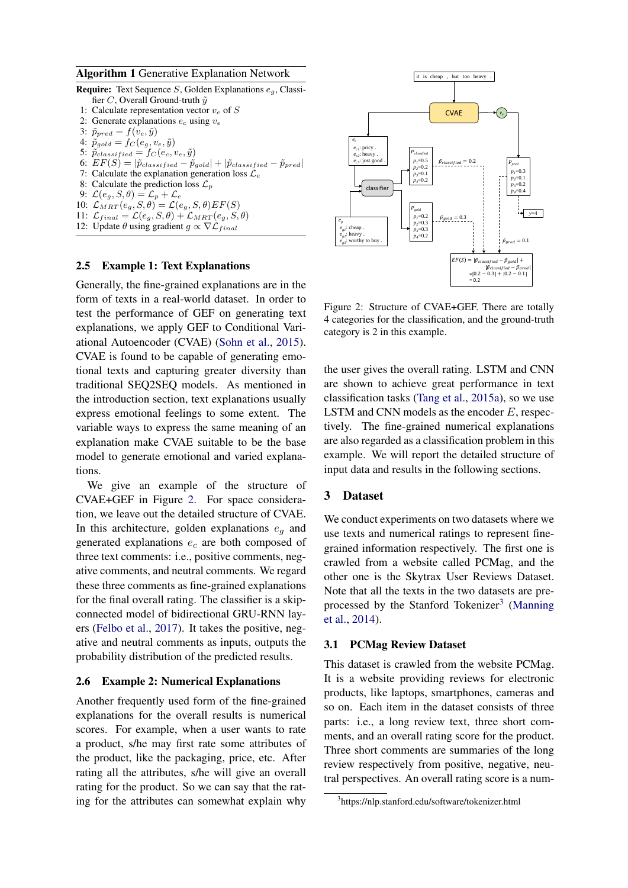**Algorithm 1** Generative Explanation Network

**Require:** Text Sequence $S$, Golden Explanations $e_g$, Classifier $C$, Overall Ground-truth $\tilde{y}$

1: Calculate representation vector $v_e$ of $S$
2: Generate explanations $e_c$ using $v_e$
3: $\tilde{p}_{pred} = f(v_e, \tilde{y})$
4: $\tilde{p}_{gold} = f_C(e_g, v_e, \tilde{y})$
5: $\tilde{p}_{classified} = f_C(e_c, v_e, \tilde{y})$
6: $EF(S) = |\tilde{p}_{classified} - \tilde{p}_{gold}| + |\tilde{p}_{classified} - \tilde{p}_{pred}|$
7: Calculate the explanation generation loss $\mathcal{L}_e$
8: Calculate the prediction loss $\mathcal{L}_p$
9: $\mathcal{L}(e_g, S, \theta) = \mathcal{L}_p + \mathcal{L}_e$
10: $\mathcal{L}_{MRT}(e_g, S, \theta) = \mathcal{L}(e_g, S, \theta)EF(S)$
11: $\mathcal{L}_{final} = \mathcal{L}(e_g, S, \theta) + \mathcal{L}_{MRT}(e_g, S, \theta)$
12: Update $\theta$ using gradient $g \propto \nabla \mathcal{L}_{final}$

### 2.5 Example 1: Text Explanations

Generally, the fine-grained explanations are in the form of texts in a real-world dataset. In order to test the performance of GEF on generating text explanations, we apply GEF to Conditional Variational Autoencoder (CVAE) (Sohn et al., 2015). CVAE is found to be capable of generating emotional texts and capturing greater diversity than traditional SEQ2SEQ models. As mentioned in the introduction section, text explanations usually express emotional feelings to some extent. The variable ways to express the same meaning of an explanation make CVAE suitable to be the base model to generate emotional and varied explanations.

We give an example of the structure of CVAE+GEF in Figure 2. For space consideration, we leave out the detailed structure of CVAE. In this architecture, golden explanations $e_g$ and generated explanations $e_c$ are both composed of three text comments: i.e., positive comments, negative comments, and neutral comments. We regard these three comments as fine-grained explanations for the final overall rating. The classifier is a skip-connected model of bidirectional GRU-RNN layers (Felbo et al., 2017). It takes the positive, negative and neutral comments as inputs, outputs the probability distribution of the predicted results.

### 2.6 Example 2: Numerical Explanations

Another frequently used form of the fine-grained explanations for the overall results is numerical scores. For example, when a user wants to rate a product, s/he may first rate some attributes of the product, like the packaging, price, etc. After rating all the attributes, s/he will give an overall rating for the product. So we can say that the rating for the attributes can somewhat explain why

it is cheap , but too heavy .

CVAE → $v_e$

$e_c$: $e_{c1}$: pricy . $e_{c2}$: heavy . $e_{c3}$: just good .

$P_{classified}$: $p_1$=0.5, $p_2$=0.2, $p_3$=0.1, $p_4$=0.2 — $\tilde{p}_{classified} = 0.2$

$P_{pred}$: $p_1$=0.3, $p_2$=0.1, $p_3$=0.2, $p_4$=0.4 — $\tilde{y}$=4 — $\tilde{p}_{pred} = 0.1$

classifier

$e_g$: $e_{g1}$: cheap . $e_{g2}$: heavy . $e_{g3}$: worthy to buy .

$P_{gold}$: $p_1$=0.2, $p_2$=0.3, $p_3$=0.3, $p_4$=0.2 — $\tilde{p}_{gold} = 0.3$

$EF(S) = |\tilde{p}_{classified} - \tilde{p}_{gold}| + |\tilde{p}_{classified} - \tilde{p}_{pred}| = |0.2 - 0.3| + |0.2 - 0.1| = 0.2$

Figure 2: Structure of CVAE+GEF. There are totally 4 categories for the classification, and the ground-truth category is 2 in this example.

the user gives the overall rating. LSTM and CNN are shown to achieve great performance in text classification tasks (Tang et al., 2015a), so we use LSTM and CNN models as the encoder $E$, respectively. The fine-grained numerical explanations are also regarded as a classification problem in this example. We will report the detailed structure of input data and results in the following sections.

## 3 Dataset

We conduct experiments on two datasets where we use texts and numerical ratings to represent fine-grained information respectively. The first one is crawled from a website called PCMag, and the other one is the Skytrax User Reviews Dataset. Note that all the texts in the two datasets are preprocessed by the Stanford Tokenizer[3] (Manning et al., 2014).

### 3.1 PCMag Review Dataset

This dataset is crawled from the website PCMag. It is a website providing reviews for electronic products, like laptops, smartphones, cameras and so on. Each item in the dataset consists of three parts: i.e., a long review text, three short comments, and an overall rating score for the product. Three short comments are summaries of the long review respectively from positive, negative, neutral perspectives. An overall rating score is a num-

[3]https://nlp.stanford.edu/software/tokenizer.html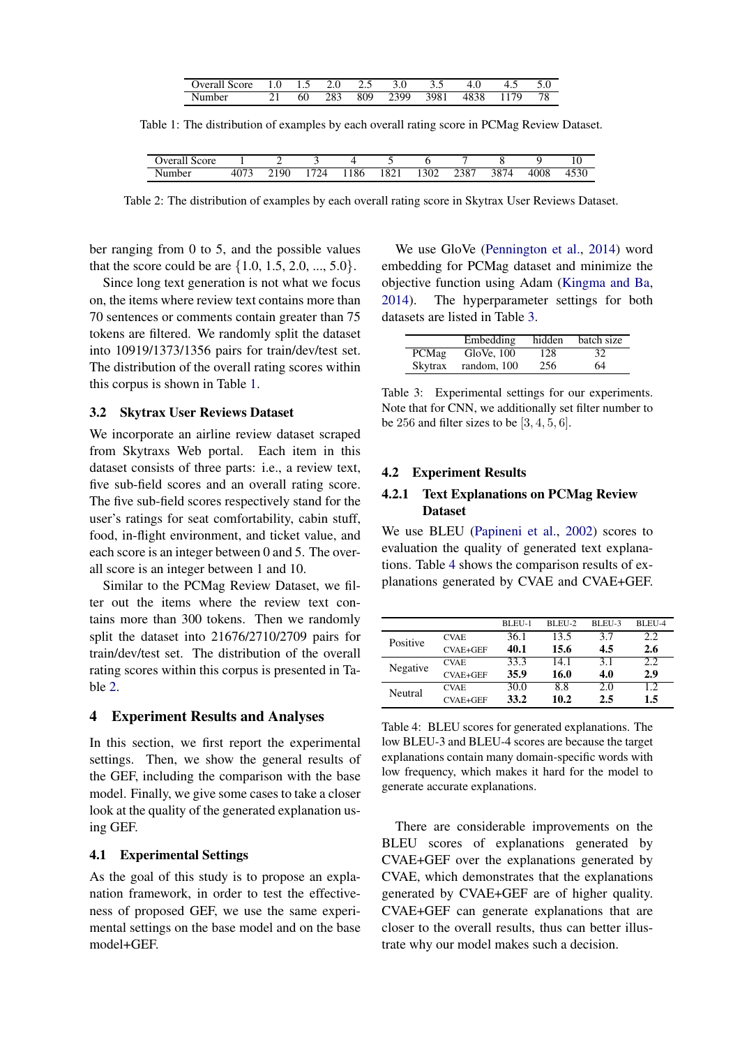| Overall Score | 1.0 | 1.5 | 2.0 | 2.5 | 3.0 | 3.5 | 4.0 | 4.5 | 5.0 |
|---|---|---|---|---|---|---|---|---|---|
| Number | 21 | 60 | 283 | 809 | 2399 | 3981 | 4838 | 1179 | 78 |

Table 1: The distribution of examples by each overall rating score in PCMag Review Dataset.

| Overall Score | 1 | 2 | 3 | 4 | 5 | 6 | 7 | 8 | 9 | 10 |
|---|---|---|---|---|---|---|---|---|---|---|
| Number | 4073 | 2190 | 1724 | 1186 | 1821 | 1302 | 2387 | 3874 | 4008 | 4530 |

Table 2: The distribution of examples by each overall rating score in Skytrax User Reviews Dataset.

ber ranging from 0 to 5, and the possible values that the score could be are $\{1.0, 1.5, 2.0, ..., 5.0\}$.

Since long text generation is not what we focus on, the items where review text contains more than 70 sentences or comments contain greater than 75 tokens are filtered. We randomly split the dataset into 10919/1373/1356 pairs for train/dev/test set. The distribution of the overall rating scores within this corpus is shown in Table 1.

### 3.2 Skytrax User Reviews Dataset

We incorporate an airline review dataset scraped from Skytraxs Web portal. Each item in this dataset consists of three parts: i.e., a review text, five sub-field scores and an overall rating score. The five sub-field scores respectively stand for the user's ratings for seat comfortability, cabin stuff, food, in-flight environment, and ticket value, and each score is an integer between 0 and 5. The overall score is an integer between 1 and 10.

Similar to the PCMag Review Dataset, we filter out the items where the review text contains more than 300 tokens. Then we randomly split the dataset into 21676/2710/2709 pairs for train/dev/test set. The distribution of the overall rating scores within this corpus is presented in Table 2.

## 4 Experiment Results and Analyses

In this section, we first report the experimental settings. Then, we show the general results of the GEF, including the comparison with the base model. Finally, we give some cases to take a closer look at the quality of the generated explanation using GEF.

### 4.1 Experimental Settings

As the goal of this study is to propose an explanation framework, in order to test the effectiveness of proposed GEF, we use the same experimental settings on the base model and on the base model+GEF.

We use GloVe (Pennington et al., 2014) word embedding for PCMag dataset and minimize the objective function using Adam (Kingma and Ba, 2014). The hyperparameter settings for both datasets are listed in Table 3.

| | Embedding | hidden | batch size |
|---|---|---|---|
| PCMag | GloVe, 100 | 128 | 32 |
| Skytrax | random, 100 | 256 | 64 |

Table 3: Experimental settings for our experiments. Note that for CNN, we additionally set filter number to be 256 and filter sizes to be $[3, 4, 5, 6]$.

### 4.2 Experiment Results

#### 4.2.1 Text Explanations on PCMag Review Dataset

We use BLEU (Papineni et al., 2002) scores to evaluation the quality of generated text explanations. Table 4 shows the comparison results of explanations generated by CVAE and CVAE+GEF.

| | | BLEU-1 | BLEU-2 | BLEU-3 | BLEU-4 |
|---|---|---|---|---|---|
| Positive | CVAE | 36.1 | 13.5 | 3.7 | 2.2 |
| | CVAE+GEF | **40.1** | **15.6** | **4.5** | **2.6** |
| Negative | CVAE | 33.3 | 14.1 | 3.1 | 2.2 |
| | CVAE+GEF | **35.9** | **16.0** | **4.0** | **2.9** |
| Neutral | CVAE | 30.0 | 8.8 | 2.0 | 1.2 |
| | CVAE+GEF | **33.2** | **10.2** | **2.5** | **1.5** |

Table 4: BLEU scores for generated explanations. The low BLEU-3 and BLEU-4 scores are because the target explanations contain many domain-specific words with low frequency, which makes it hard for the model to generate accurate explanations.

There are considerable improvements on the BLEU scores of explanations generated by CVAE+GEF over the explanations generated by CVAE, which demonstrates that the explanations generated by CVAE+GEF are of higher quality. CVAE+GEF can generate explanations that are closer to the overall results, thus can better illustrate why our model makes such a decision.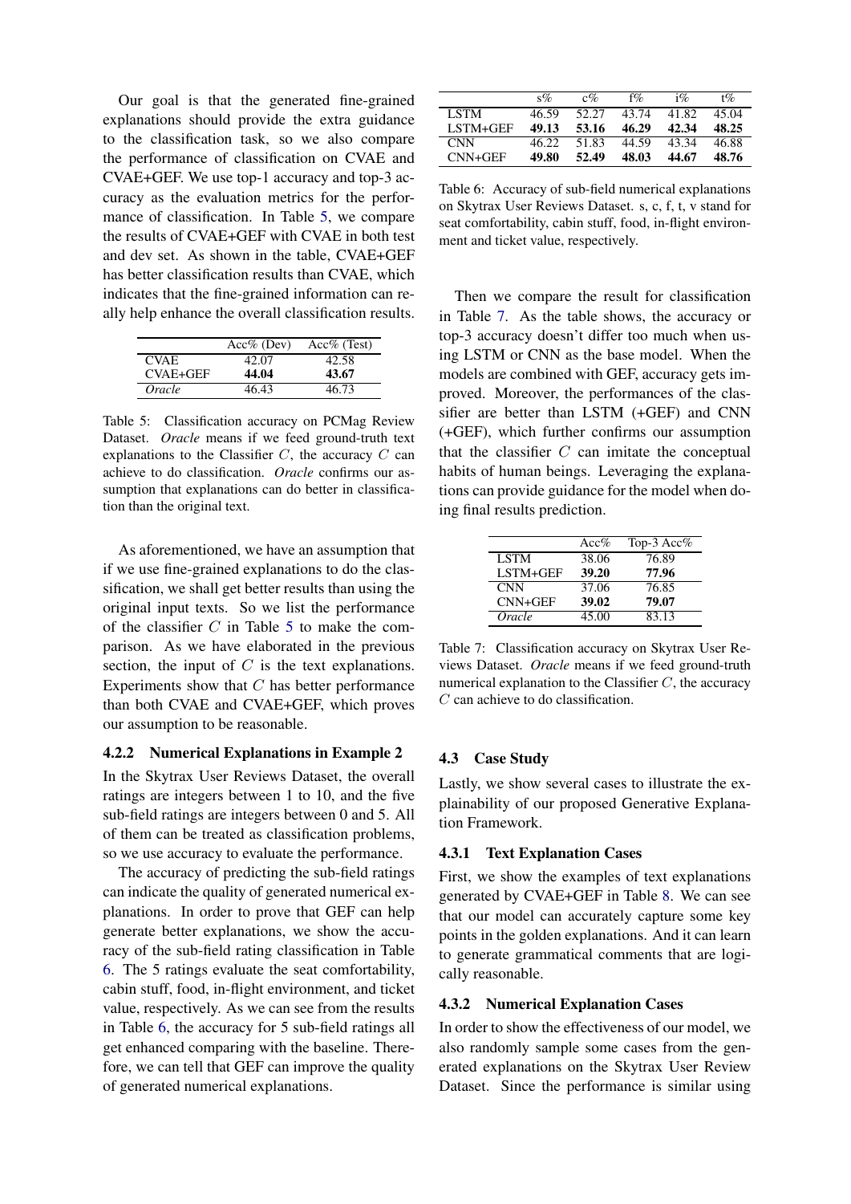Our goal is that the generated fine-grained explanations should provide the extra guidance to the classification task, so we also compare the performance of classification on CVAE and CVAE+GEF. We use top-1 accuracy and top-3 accuracy as the evaluation metrics for the performance of classification. In Table 5, we compare the results of CVAE+GEF with CVAE in both test and dev set. As shown in the table, CVAE+GEF has better classification results than CVAE, which indicates that the fine-grained information can really help enhance the overall classification results.

| | Acc% (Dev) | Acc% (Test) |
|---|---|---|
| CVAE | 42.07 | 42.58 |
| CVAE+GEF | **44.04** | **43.67** |
| *Oracle* | 46.43 | 46.73 |

Table 5: Classification accuracy on PCMag Review Dataset. *Oracle* means if we feed ground-truth text explanations to the Classifier $C$, the accuracy $C$ can achieve to do classification. *Oracle* confirms our assumption that explanations can do better in classification than the original text.

As aforementioned, we have an assumption that if we use fine-grained explanations to do the classification, we shall get better results than using the original input texts. So we list the performance of the classifier $C$ in Table 5 to make the comparison. As we have elaborated in the previous section, the input of $C$ is the text explanations. Experiments show that $C$ has better performance than both CVAE and CVAE+GEF, which proves our assumption to be reasonable.

#### 4.2.2 Numerical Explanations in Example 2

In the Skytrax User Reviews Dataset, the overall ratings are integers between 1 to 10, and the five sub-field ratings are integers between 0 and 5. All of them can be treated as classification problems, so we use accuracy to evaluate the performance.

The accuracy of predicting the sub-field ratings can indicate the quality of generated numerical explanations. In order to prove that GEF can help generate better explanations, we show the accuracy of the sub-field rating classification in Table 6. The 5 ratings evaluate the seat comfortability, cabin stuff, food, in-flight environment, and ticket value, respectively. As we can see from the results in Table 6, the accuracy for 5 sub-field ratings all get enhanced comparing with the baseline. Therefore, we can tell that GEF can improve the quality of generated numerical explanations.

| | s% | c% | f% | i% | t% |
|---|---|---|---|---|---|
| LSTM | 46.59 | 52.27 | 43.74 | 41.82 | 45.04 |
| LSTM+GEF | **49.13** | **53.16** | **46.29** | **42.34** | **48.25** |
| CNN | 46.22 | 51.83 | 44.59 | 43.34 | 46.88 |
| CNN+GEF | **49.80** | **52.49** | **48.03** | **44.67** | **48.76** |

Table 6: Accuracy of sub-field numerical explanations on Skytrax User Reviews Dataset. s, c, f, t, v stand for seat comfortability, cabin stuff, food, in-flight environment and ticket value, respectively.

Then we compare the result for classification in Table 7. As the table shows, the accuracy or top-3 accuracy doesn't differ too much when using LSTM or CNN as the base model. When the models are combined with GEF, accuracy gets improved. Moreover, the performances of the classifier are better than LSTM (+GEF) and CNN (+GEF), which further confirms our assumption that the classifier $C$ can imitate the conceptual habits of human beings. Leveraging the explanations can provide guidance for the model when doing final results prediction.

| | Acc% | Top-3 Acc% |
|---|---|---|
| LSTM | 38.06 | 76.89 |
| LSTM+GEF | **39.20** | **77.96** |
| CNN | 37.06 | 76.85 |
| CNN+GEF | **39.02** | **79.07** |
| *Oracle* | 45.00 | 83.13 |

Table 7: Classification accuracy on Skytrax User Reviews Dataset. *Oracle* means if we feed ground-truth numerical explanation to the Classifier $C$, the accuracy $C$ can achieve to do classification.

### 4.3 Case Study

Lastly, we show several cases to illustrate the explainability of our proposed Generative Explanation Framework.

#### 4.3.1 Text Explanation Cases

First, we show the examples of text explanations generated by CVAE+GEF in Table 8. We can see that our model can accurately capture some key points in the golden explanations. And it can learn to generate grammatical comments that are logically reasonable.

#### 4.3.2 Numerical Explanation Cases

In order to show the effectiveness of our model, we also randomly sample some cases from the generated explanations on the Skytrax User Review Dataset. Since the performance is similar using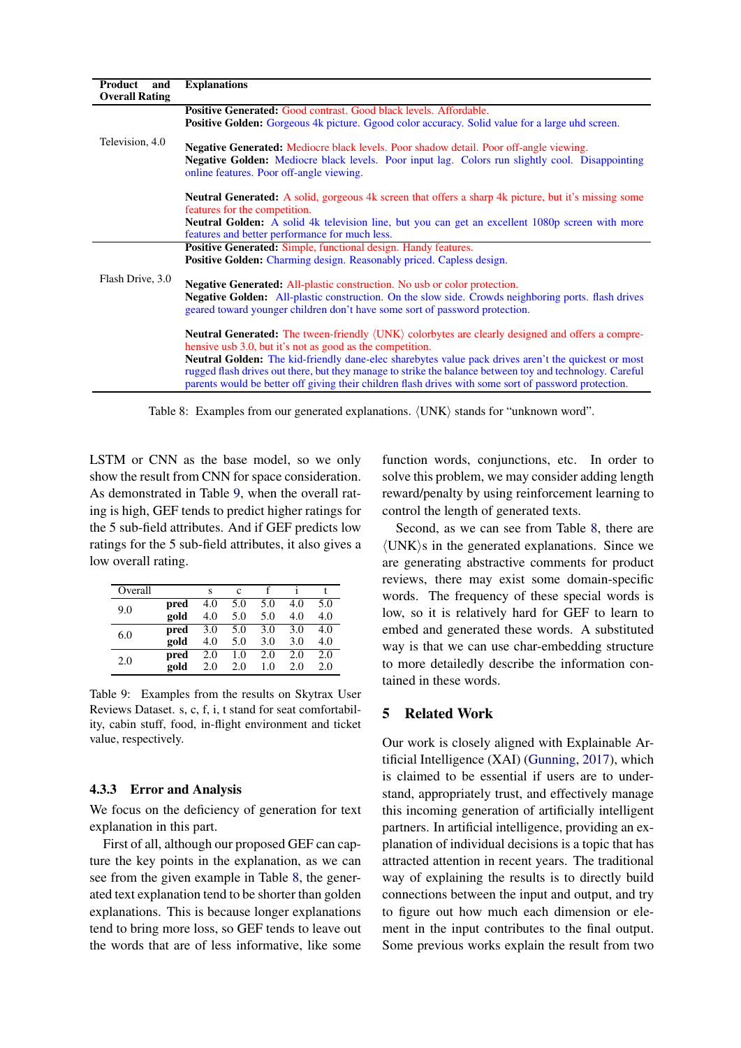| Product and Overall Rating | Explanations |
|---|---|
| Television, 4.0 | **Positive Generated:** Good contrast. Good black levels. Affordable.<br>**Positive Golden:** Gorgeous 4k picture. Ggood color accuracy. Solid value for a large uhd screen.<br><br>**Negative Generated:** Mediocre black levels. Poor shadow detail. Poor off-angle viewing.<br>**Negative Golden:** Mediocre black levels. Poor input lag. Colors run slightly cool. Disappointing online features. Poor off-angle viewing.<br><br>**Neutral Generated:** A solid, gorgeous 4k screen that offers a sharp 4k picture, but it's missing some features for the competition.<br>**Neutral Golden:** A solid 4k television line, but you can get an excellent 1080p screen with more features and better performance for much less. |
| Flash Drive, 3.0 | **Positive Generated:** Simple, functional design. Handy features.<br>**Positive Golden:** Charming design. Reasonably priced. Capless design.<br><br>**Negative Generated:** All-plastic construction. No usb or color protection.<br>**Negative Golden:** All-plastic construction. On the slow side. Crowds neighboring ports. flash drives geared toward younger children don't have some sort of password protection.<br><br>**Neutral Generated:** The tween-friendly ⟨UNK⟩ colorbytes are clearly designed and offers a comprehensive usb 3.0, but it's not as good as the competition.<br>**Neutral Golden:** The kid-friendly dane-elec sharebytes value pack drives aren't the quickest or most rugged flash drives out there, but they manage to strike the balance between toy and technology. Careful parents would be better off giving their children flash drives with some sort of password protection. |

Table 8: Examples from our generated explanations. ⟨UNK⟩ stands for "unknown word".

LSTM or CNN as the base model, so we only show the result from CNN for space consideration. As demonstrated in Table 9, when the overall rating is high, GEF tends to predict higher ratings for the 5 sub-field attributes. And if GEF predicts low ratings for the 5 sub-field attributes, it also gives a low overall rating.

| Overall | | s | c | f | i | t |
|---|---|---|---|---|---|---|
| 9.0 | **pred** | 4.0 | 5.0 | 5.0 | 4.0 | 5.0 |
| | **gold** | 4.0 | 5.0 | 5.0 | 4.0 | 4.0 |
| 6.0 | **pred** | 3.0 | 5.0 | 3.0 | 3.0 | 4.0 |
| | **gold** | 4.0 | 5.0 | 3.0 | 3.0 | 4.0 |
| 2.0 | **pred** | 2.0 | 1.0 | 2.0 | 2.0 | 2.0 |
| | **gold** | 2.0 | 2.0 | 1.0 | 2.0 | 2.0 |

Table 9: Examples from the results on Skytrax User Reviews Dataset. s, c, f, i, t stand for seat comfortability, cabin stuff, food, in-flight environment and ticket value, respectively.

### 4.3.3 Error and Analysis

We focus on the deficiency of generation for text explanation in this part.

First of all, although our proposed GEF can capture the key points in the explanation, as we can see from the given example in Table 8, the generated text explanation tend to be shorter than golden explanations. This is because longer explanations tend to bring more loss, so GEF tends to leave out the words that are of less informative, like some function words, conjunctions, etc. In order to solve this problem, we may consider adding length reward/penalty by using reinforcement learning to control the length of generated texts.

Second, as we can see from Table 8, there are ⟨UNK⟩s in the generated explanations. Since we are generating abstractive comments for product reviews, there may exist some domain-specific words. The frequency of these special words is low, so it is relatively hard for GEF to learn to embed and generated these words. A substituted way is that we can use char-embedding structure to more detailedly describe the information contained in these words.

## 5 Related Work

Our work is closely aligned with Explainable Artificial Intelligence (XAI) (Gunning, 2017), which is claimed to be essential if users are to understand, appropriately trust, and effectively manage this incoming generation of artificially intelligent partners. In artificial intelligence, providing an explanation of individual decisions is a topic that has attracted attention in recent years. The traditional way of explaining the results is to directly build connections between the input and output, and try to figure out how much each dimension or element in the input contributes to the final output. Some previous works explain the result from two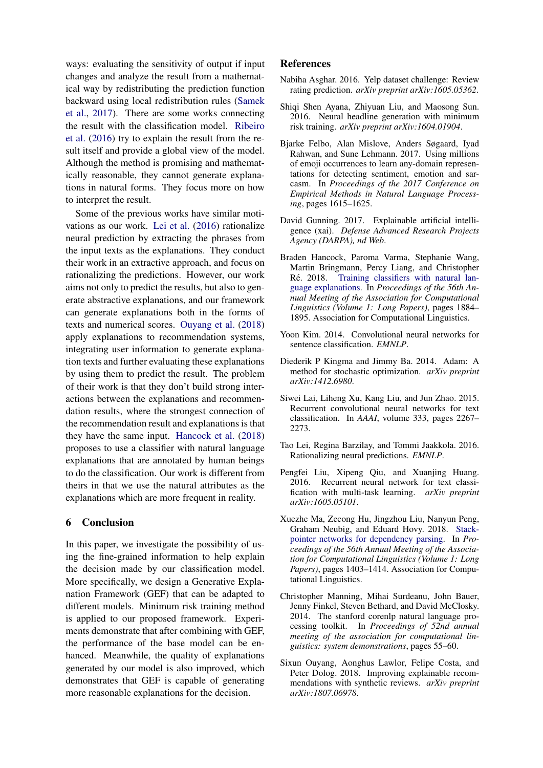ways: evaluating the sensitivity of output if input changes and analyze the result from a mathematical way by redistributing the prediction function backward using local redistribution rules (Samek et al., 2017). There are some works connecting the result with the classification model. Ribeiro et al. (2016) try to explain the result from the result itself and provide a global view of the model. Although the method is promising and mathematically reasonable, they cannot generate explanations in natural forms. They focus more on how to interpret the result.

Some of the previous works have similar motivations as our work. Lei et al. (2016) rationalize neural prediction by extracting the phrases from the input texts as the explanations. They conduct their work in an extractive approach, and focus on rationalizing the predictions. However, our work aims not only to predict the results, but also to generate abstractive explanations, and our framework can generate explanations both in the forms of texts and numerical scores. Ouyang et al. (2018) apply explanations to recommendation systems, integrating user information to generate explanation texts and further evaluating these explanations by using them to predict the result. The problem of their work is that they don't build strong interactions between the explanations and recommendation results, where the strongest connection of the recommendation result and explanations is that they have the same input. Hancock et al. (2018) proposes to use a classifier with natural language explanations that are annotated by human beings to do the classification. Our work is different from theirs in that we use the natural attributes as the explanations which are more frequent in reality.

## 6 Conclusion

In this paper, we investigate the possibility of using the fine-grained information to help explain the decision made by our classification model. More specifically, we design a Generative Explanation Framework (GEF) that can be adapted to different models. Minimum risk training method is applied to our proposed framework. Experiments demonstrate that after combining with GEF, the performance of the base model can be enhanced. Meanwhile, the quality of explanations generated by our model is also improved, which demonstrates that GEF is capable of generating more reasonable explanations for the decision.

## References

Nabiha Asghar. 2016. Yelp dataset challenge: Review rating prediction. *arXiv preprint arXiv:1605.05362*.

Shiqi Shen Ayana, Zhiyuan Liu, and Maosong Sun. 2016. Neural headline generation with minimum risk training. *arXiv preprint arXiv:1604.01904*.

Bjarke Felbo, Alan Mislove, Anders Søgaard, Iyad Rahwan, and Sune Lehmann. 2017. Using millions of emoji occurrences to learn any-domain representations for detecting sentiment, emotion and sarcasm. In *Proceedings of the 2017 Conference on Empirical Methods in Natural Language Processing*, pages 1615–1625.

David Gunning. 2017. Explainable artificial intelligence (xai). *Defense Advanced Research Projects Agency (DARPA), nd Web*.

Braden Hancock, Paroma Varma, Stephanie Wang, Martin Bringmann, Percy Liang, and Christopher Ré. 2018. Training classifiers with natural language explanations. In *Proceedings of the 56th Annual Meeting of the Association for Computational Linguistics (Volume 1: Long Papers)*, pages 1884–1895. Association for Computational Linguistics.

Yoon Kim. 2014. Convolutional neural networks for sentence classification. *EMNLP*.

Diederik P Kingma and Jimmy Ba. 2014. Adam: A method for stochastic optimization. *arXiv preprint arXiv:1412.6980*.

Siwei Lai, Liheng Xu, Kang Liu, and Jun Zhao. 2015. Recurrent convolutional neural networks for text classification. In *AAAI*, volume 333, pages 2267–2273.

Tao Lei, Regina Barzilay, and Tommi Jaakkola. 2016. Rationalizing neural predictions. *EMNLP*.

Pengfei Liu, Xipeng Qiu, and Xuanjing Huang. 2016. Recurrent neural network for text classification with multi-task learning. *arXiv preprint arXiv:1605.05101*.

Xuezhe Ma, Zecong Hu, Jingzhou Liu, Nanyun Peng, Graham Neubig, and Eduard Hovy. 2018. Stack-pointer networks for dependency parsing. In *Proceedings of the 56th Annual Meeting of the Association for Computational Linguistics (Volume 1: Long Papers)*, pages 1403–1414. Association for Computational Linguistics.

Christopher Manning, Mihai Surdeanu, John Bauer, Jenny Finkel, Steven Bethard, and David McClosky. 2014. The stanford corenlp natural language processing toolkit. In *Proceedings of 52nd annual meeting of the association for computational linguistics: system demonstrations*, pages 55–60.

Sixun Ouyang, Aonghus Lawlor, Felipe Costa, and Peter Dolog. 2018. Improving explainable recommendations with synthetic reviews. *arXiv preprint arXiv:1807.06978*.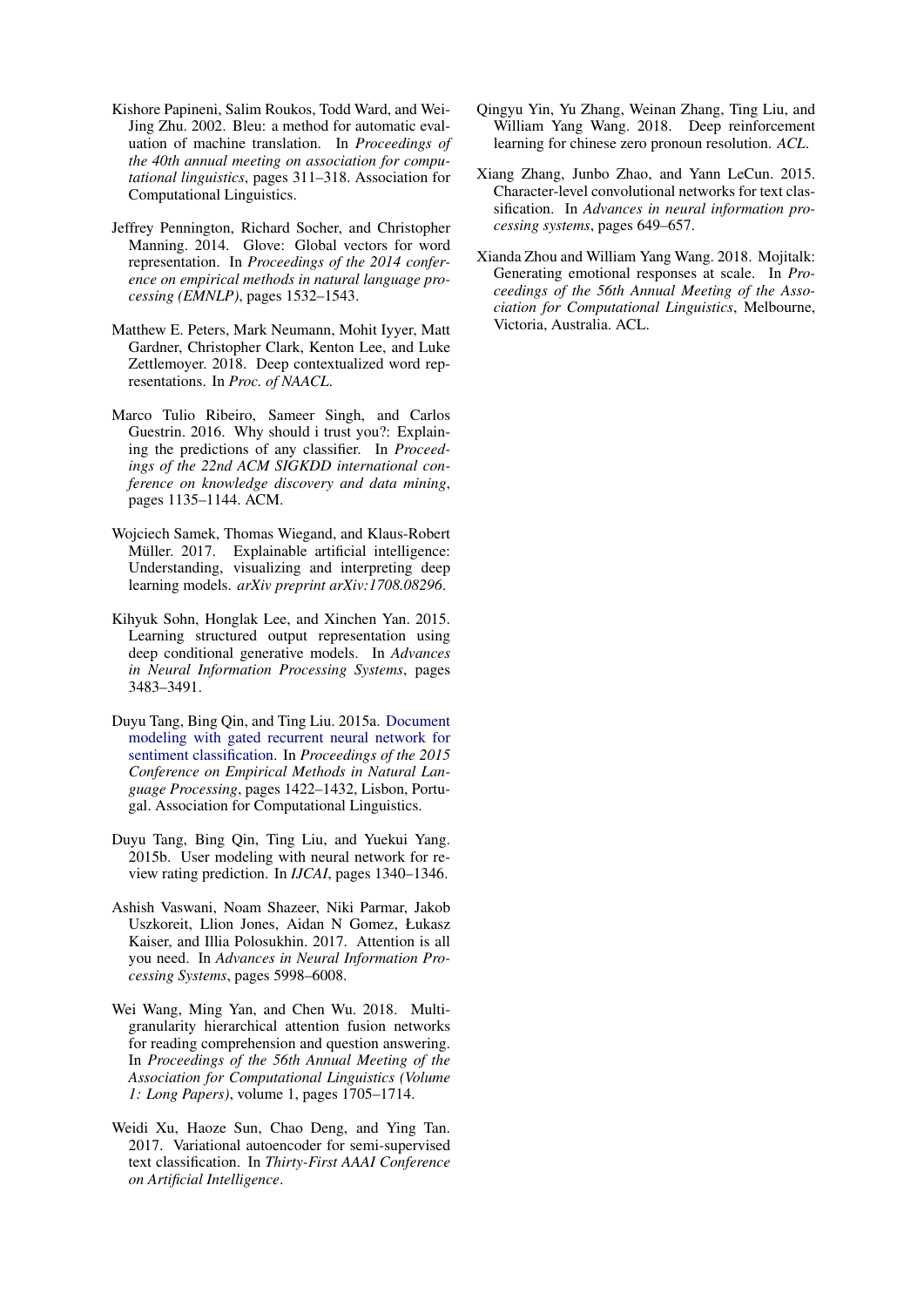Kishore Papineni, Salim Roukos, Todd Ward, and Wei-Jing Zhu. 2002. Bleu: a method for automatic evaluation of machine translation. In *Proceedings of the 40th annual meeting on association for computational linguistics*, pages 311–318. Association for Computational Linguistics.

Jeffrey Pennington, Richard Socher, and Christopher Manning. 2014. Glove: Global vectors for word representation. In *Proceedings of the 2014 conference on empirical methods in natural language processing (EMNLP)*, pages 1532–1543.

Matthew E. Peters, Mark Neumann, Mohit Iyyer, Matt Gardner, Christopher Clark, Kenton Lee, and Luke Zettlemoyer. 2018. Deep contextualized word representations. In *Proc. of NAACL*.

Marco Tulio Ribeiro, Sameer Singh, and Carlos Guestrin. 2016. Why should i trust you?: Explaining the predictions of any classifier. In *Proceedings of the 22nd ACM SIGKDD international conference on knowledge discovery and data mining*, pages 1135–1144. ACM.

Wojciech Samek, Thomas Wiegand, and Klaus-Robert Müller. 2017. Explainable artificial intelligence: Understanding, visualizing and interpreting deep learning models. *arXiv preprint arXiv:1708.08296*.

Kihyuk Sohn, Honglak Lee, and Xinchen Yan. 2015. Learning structured output representation using deep conditional generative models. In *Advances in Neural Information Processing Systems*, pages 3483–3491.

Duyu Tang, Bing Qin, and Ting Liu. 2015a. Document modeling with gated recurrent neural network for sentiment classification. In *Proceedings of the 2015 Conference on Empirical Methods in Natural Language Processing*, pages 1422–1432, Lisbon, Portugal. Association for Computational Linguistics.

Duyu Tang, Bing Qin, Ting Liu, and Yuekui Yang. 2015b. User modeling with neural network for review rating prediction. In *IJCAI*, pages 1340–1346.

Ashish Vaswani, Noam Shazeer, Niki Parmar, Jakob Uszkoreit, Llion Jones, Aidan N Gomez, Łukasz Kaiser, and Illia Polosukhin. 2017. Attention is all you need. In *Advances in Neural Information Processing Systems*, pages 5998–6008.

Wei Wang, Ming Yan, and Chen Wu. 2018. Multi-granularity hierarchical attention fusion networks for reading comprehension and question answering. In *Proceedings of the 56th Annual Meeting of the Association for Computational Linguistics (Volume 1: Long Papers)*, volume 1, pages 1705–1714.

Weidi Xu, Haoze Sun, Chao Deng, and Ying Tan. 2017. Variational autoencoder for semi-supervised text classification. In *Thirty-First AAAI Conference on Artificial Intelligence*.

Qingyu Yin, Yu Zhang, Weinan Zhang, Ting Liu, and William Yang Wang. 2018. Deep reinforcement learning for chinese zero pronoun resolution. *ACL*.

Xiang Zhang, Junbo Zhao, and Yann LeCun. 2015. Character-level convolutional networks for text classification. In *Advances in neural information processing systems*, pages 649–657.

Xianda Zhou and William Yang Wang. 2018. Mojitalk: Generating emotional responses at scale. In *Proceedings of the 56th Annual Meeting of the Association for Computational Linguistics*, Melbourne, Victoria, Australia. ACL.